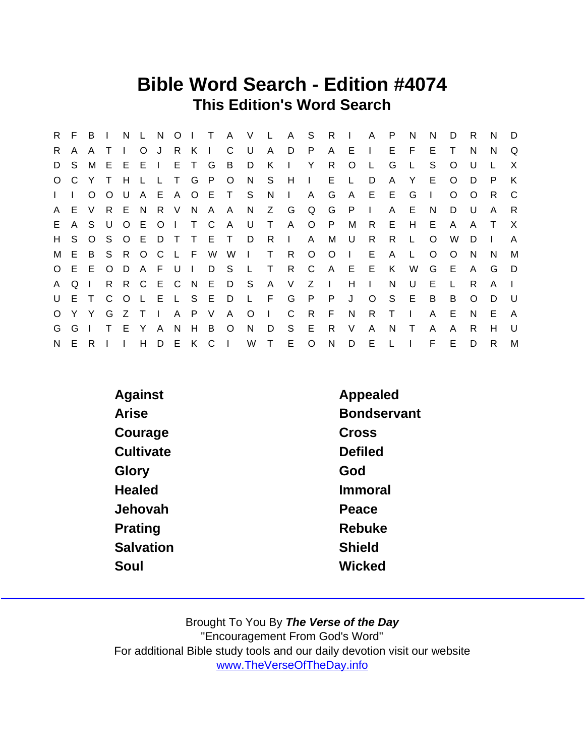# Bible Word Search - Edition #4074

## This Edition's Word Search

```
R F B I N L N O I T A V L A S R I A P N N D R N D
R A A T I O J R K I C U A D P A E I E F E T N N Q
D S M E E E I E T G B D K I Y R O L G L S O U L X
O C Y T H L L T G P O N S H I E L D A Y E O D P K
I I O O U A E A O E T S N I A G A E E G I O O R C
A E V R E N R V N A A N Z G Q G P I A E N D U A R
E A S U O E O I T C A U T A O P M R E H E A A T X
H S O S O E D T T E T D R I A M U R R L O W D I A
M E B S R O C L F W W I T R O O I E A L O O N N M
O E E O D A F U I D S L T R C A E E K W G E A G D
A Q I R R C E C N E D S A V Z I H I N U E L R A I
U E T C O L E L S E D L F G P P J O S E B B O D U
O Y Y G Z T I A P V A O I C R F N R T I A E N E A
G G I T E Y A N H B O N D S E R V A N T A A R H U
N E R I I H D E K C I W T E O N D E L I F E D R M
```

| | |
|---|---|
| Against | Appealed |
| Arise | Bondservant |
| Courage | Cross |
| Cultivate | Defiled |
| Glory | God |
| Healed | Immoral |
| Jehovah | Peace |
| Prating | Rebuke |
| Salvation | Shield |
| Soul | Wicked |

Brought To You By ***The Verse of the Day***

"Encouragement From God's Word"

For additional Bible study tools and our daily devotion visit our website

www.TheVerseOfTheDay.info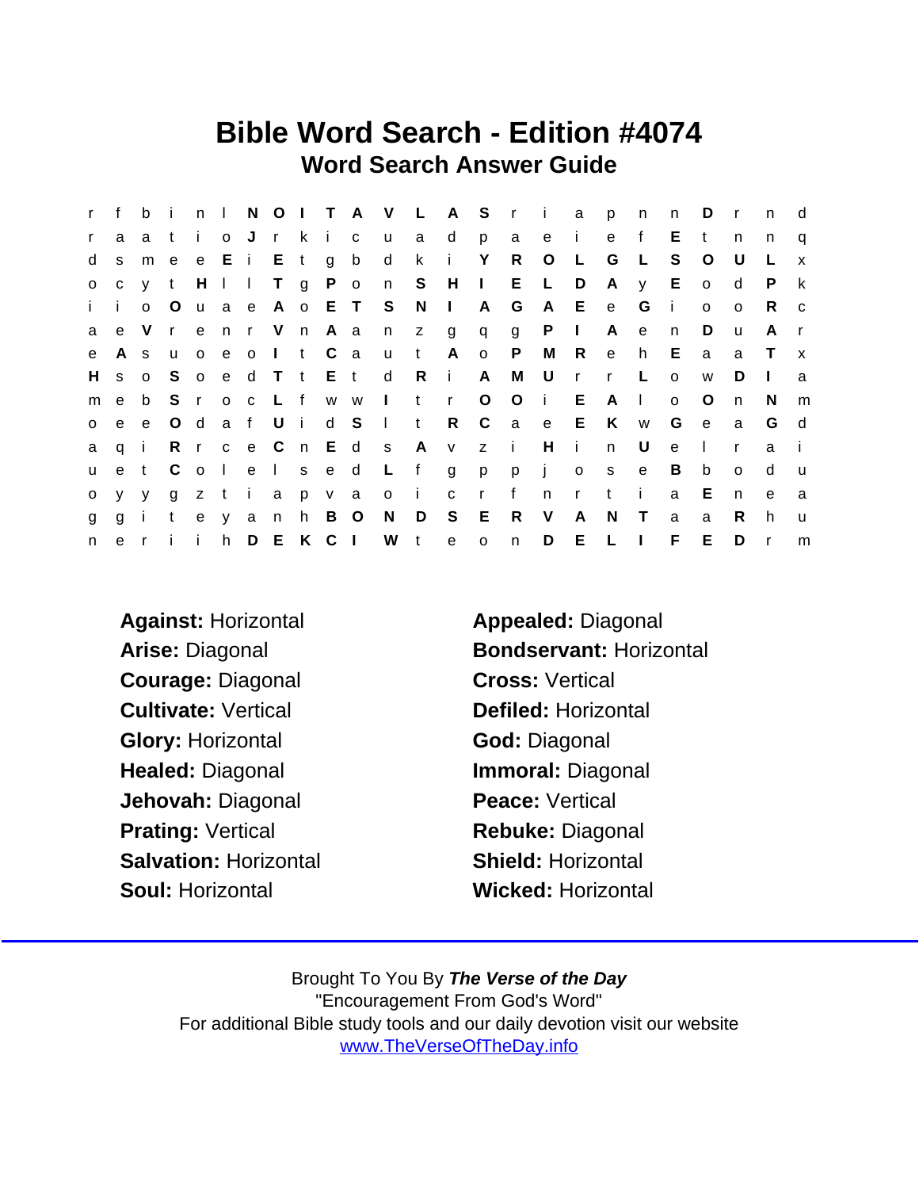# Bible Word Search - Edition #4074

## Word Search Answer Guide

```
r f b i n l N O I T A V L A S r i a p n n D r n d
r a a t i o J r k i c u a d p a e i e f E t n n q
d s m e e E i E t g b d k i Y R O L G L S O U L x
o c y t H l l T g P o n S H I E L D A y E o d P k
i i o O u a e A o E T S N I A G A E e G i o o R c
a e V r e n r V n A a n z g q g P I A e n D u A r
e A s u o e o I t C a u t A o P M R e h E a a T x
H s o S o e d T t E t d R i A M U r r L o w D I a
m e b S r o c L f w w I t r O O i E A l o O n N m
o e e O d a f U i d S l t R C a e E K w G e a G d
a q i R r c e C n E d s A v z i H i n U e l r a i
u e t C o l e l s e d L f g p p j o s e B b o d u
o y y g z t i a p v a o i c r f n r t i a E n e a
g g i t e y a n h B O N D S E R V A N T a a R h u
n e r i i h D E K C I W t e o n D E L I F E D r m
```

**Against:** Horizontal
**Arise:** Diagonal
**Courage:** Diagonal
**Cultivate:** Vertical
**Glory:** Horizontal
**Healed:** Diagonal
**Jehovah:** Diagonal
**Prating:** Vertical
**Salvation:** Horizontal
**Soul:** Horizontal

**Appealed:** Diagonal
**Bondservant:** Horizontal
**Cross:** Vertical
**Defiled:** Horizontal
**God:** Diagonal
**Immoral:** Diagonal
**Peace:** Vertical
**Rebuke:** Diagonal
**Shield:** Horizontal
**Wicked:** Horizontal

Brought To You By ***The Verse of the Day***
"Encouragement From God's Word"
For additional Bible study tools and our daily devotion visit our website
www.TheVerseOfTheDay.info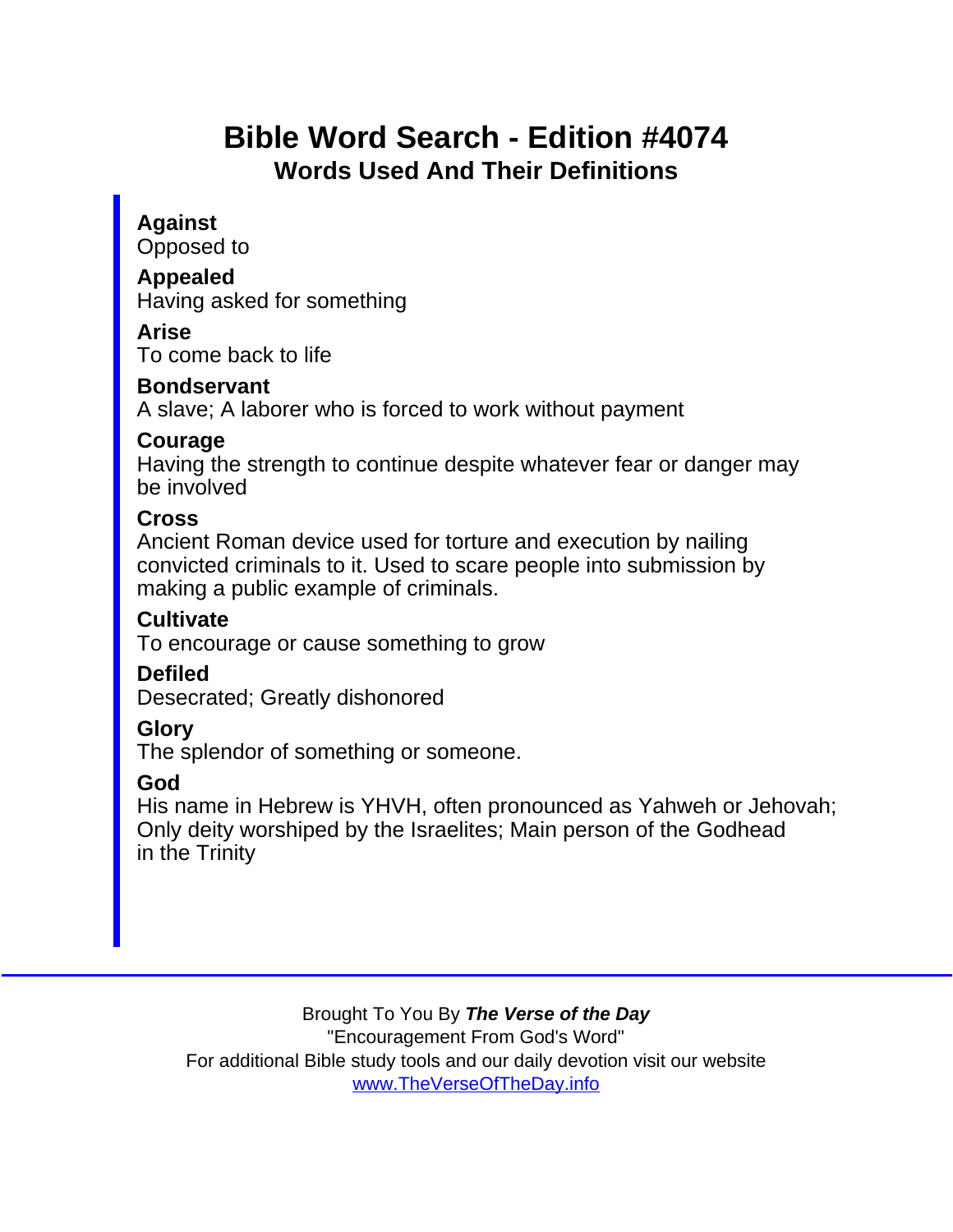# Bible Word Search - Edition #4074

## Words Used And Their Definitions

**Against**
Opposed to

**Appealed**
Having asked for something

**Arise**
To come back to life

**Bondservant**
A slave; A laborer who is forced to work without payment

**Courage**
Having the strength to continue despite whatever fear or danger may be involved

**Cross**
Ancient Roman device used for torture and execution by nailing convicted criminals to it. Used to scare people into submission by making a public example of criminals.

**Cultivate**
To encourage or cause something to grow

**Defiled**
Desecrated; Greatly dishonored

**Glory**
The splendor of something or someone.

**God**
His name in Hebrew is YHVH, often pronounced as Yahweh or Jehovah; Only deity worshiped by the Israelites; Main person of the Godhead in the Trinity

---

Brought To You By ***The Verse of the Day***
"Encouragement From God's Word"
For additional Bible study tools and our daily devotion visit our website
[www.TheVerseOfTheDay.info](http://www.TheVerseOfTheDay.info)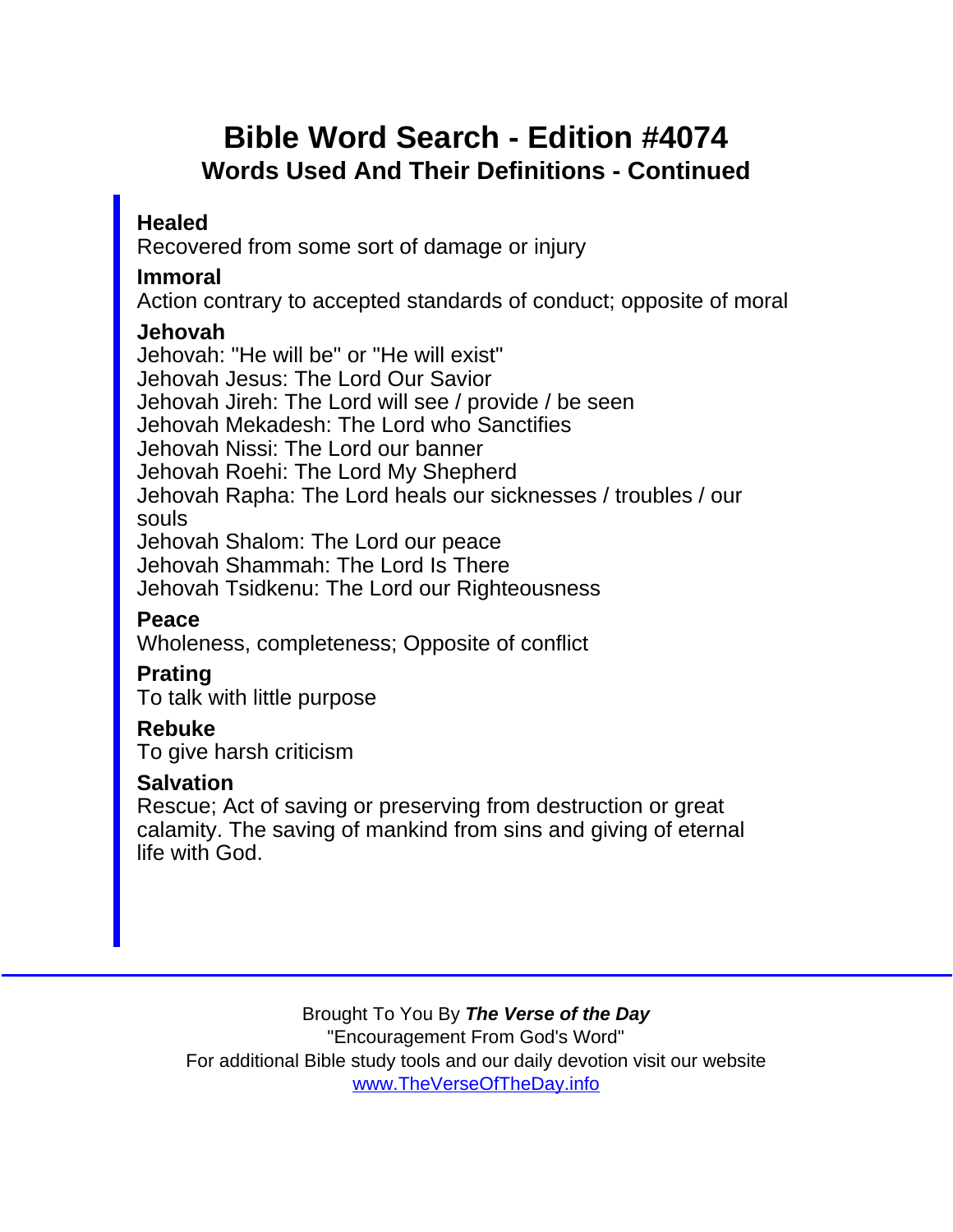# Bible Word Search - Edition #4074

## Words Used And Their Definitions - Continued

**Healed**
Recovered from some sort of damage or injury

**Immoral**
Action contrary to accepted standards of conduct; opposite of moral

**Jehovah**
Jehovah: "He will be" or "He will exist"
Jehovah Jesus: The Lord Our Savior
Jehovah Jireh: The Lord will see / provide / be seen
Jehovah Mekadesh: The Lord who Sanctifies
Jehovah Nissi: The Lord our banner
Jehovah Roehi: The Lord My Shepherd
Jehovah Rapha: The Lord heals our sicknesses / troubles / our souls
Jehovah Shalom: The Lord our peace
Jehovah Shammah: The Lord Is There
Jehovah Tsidkenu: The Lord our Righteousness

**Peace**
Wholeness, completeness; Opposite of conflict

**Prating**
To talk with little purpose

**Rebuke**
To give harsh criticism

**Salvation**
Rescue; Act of saving or preserving from destruction or great calamity. The saving of mankind from sins and giving of eternal life with God.

---

Brought To You By ***The Verse of the Day***
"Encouragement From God's Word"
For additional Bible study tools and our daily devotion visit our website
[www.TheVerseOfTheDay.info](http://www.TheVerseOfTheDay.info)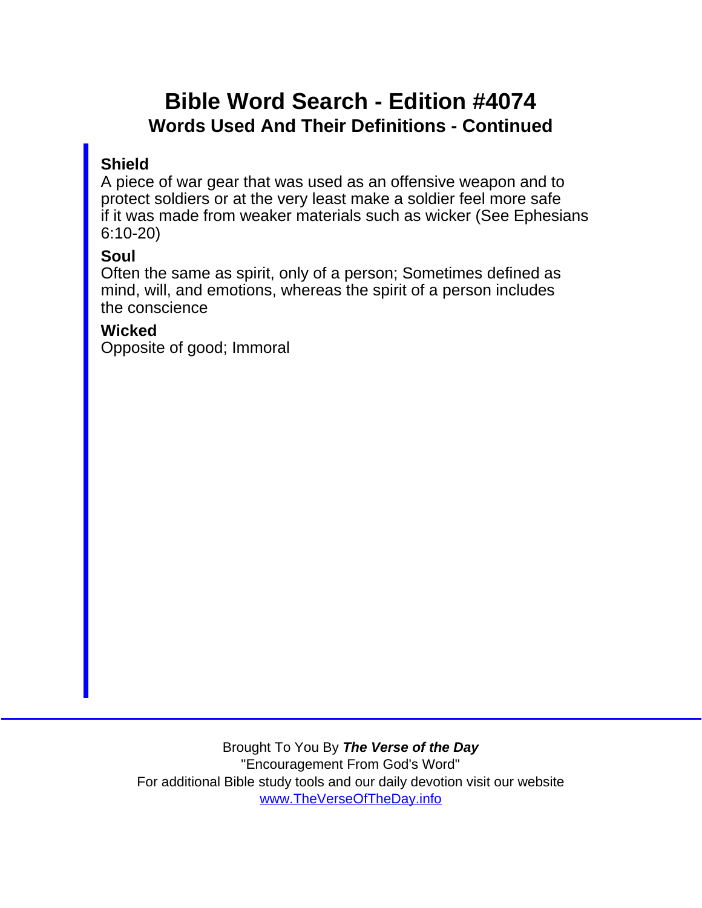# Bible Word Search - Edition #4074

## Words Used And Their Definitions - Continued

**Shield**
A piece of war gear that was used as an offensive weapon and to protect soldiers or at the very least make a soldier feel more safe if it was made from weaker materials such as wicker (See Ephesians 6:10-20)

**Soul**
Often the same as spirit, only of a person; Sometimes defined as mind, will, and emotions, whereas the spirit of a person includes the conscience

**Wicked**
Opposite of good; Immoral

Brought To You By ***The Verse of the Day***
"Encouragement From God's Word"
For additional Bible study tools and our daily devotion visit our website
www.TheVerseOfTheDay.info